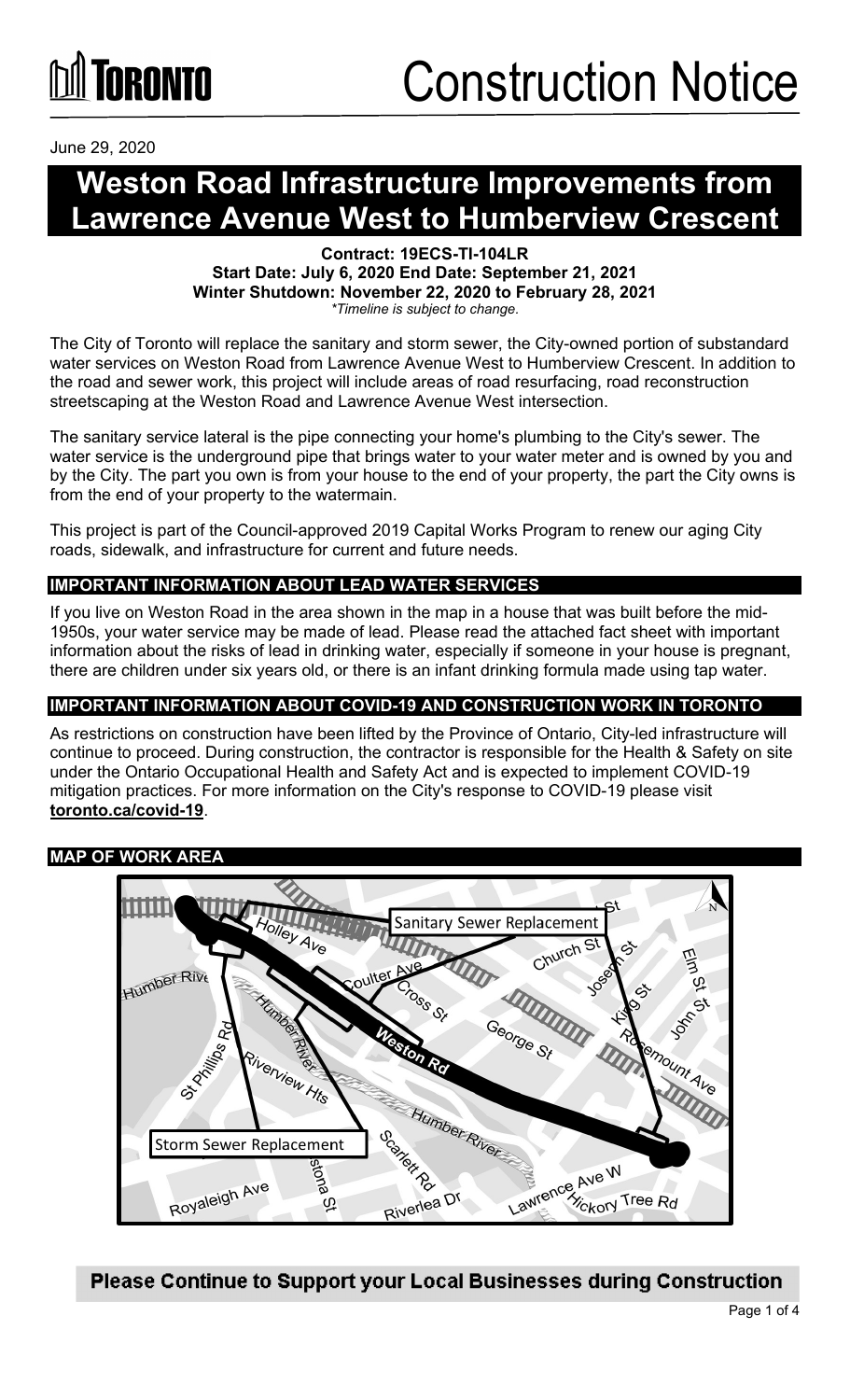# Construction Notice

June 29, 2020

# Weston Road Infrastructure Improvements from Lawrence Avenue West to Humberview Crescent

**Contract: 19ECS-TI-104LR**
**Start Date: July 6, 2020 End Date: September 21, 2021**
**Winter Shutdown: November 22, 2020 to February 28, 2021**
*\*Timeline is subject to change.*

The City of Toronto will replace the sanitary and storm sewer, the City-owned portion of substandard water services on Weston Road from Lawrence Avenue West to Humberview Crescent. In addition to the road and sewer work, this project will include areas of road resurfacing, road reconstruction streetscaping at the Weston Road and Lawrence Avenue West intersection.

The sanitary service lateral is the pipe connecting your home's plumbing to the City's sewer. The water service is the underground pipe that brings water to your water meter and is owned by you and by the City. The part you own is from your house to the end of your property, the part the City owns is from the end of your property to the watermain.

This project is part of the Council-approved 2019 Capital Works Program to renew our aging City roads, sidewalk, and infrastructure for current and future needs.

## IMPORTANT INFORMATION ABOUT LEAD WATER SERVICES

If you live on Weston Road in the area shown in the map in a house that was built before the mid-1950s, your water service may be made of lead. Please read the attached fact sheet with important information about the risks of lead in drinking water, especially if someone in your house is pregnant, there are children under six years old, or there is an infant drinking formula made using tap water.

## IMPORTANT INFORMATION ABOUT COVID-19 AND CONSTRUCTION WORK IN TORONTO

As restrictions on construction have been lifted by the Province of Ontario, City-led infrastructure will continue to proceed. During construction, the contractor is responsible for the Health & Safety on site under the Ontario Occupational Health and Safety Act and is expected to implement COVID-19 mitigation practices. For more information on the City's response to COVID-19 please visit **toronto.ca/covid-19**.

## MAP OF WORK AREA

Sanitary Sewer Replacement

Storm Sewer Replacement

**Please Continue to Support your Local Businesses during Construction**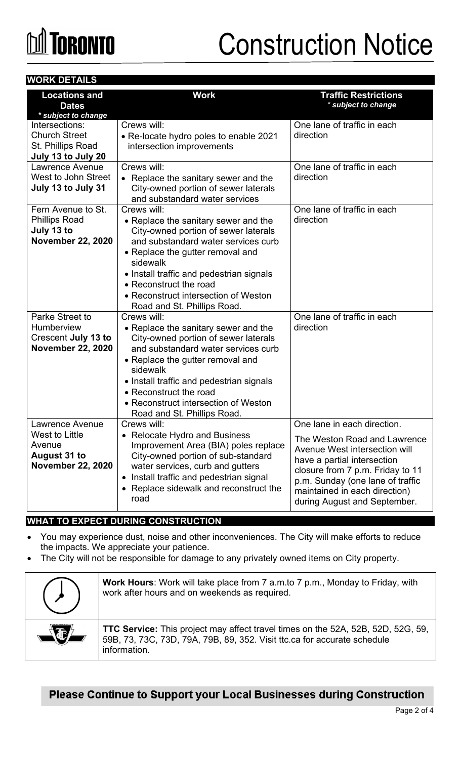# Construction Notice

## WORK DETAILS

| Locations and Dates *\* subject to change* | Work | Traffic Restrictions *\* subject to change* |
|---|---|---|
| Intersections: Church Street St. Phillips Road **July 13 to July 20** | Crews will: • Re-locate hydro poles to enable 2021 intersection improvements | One lane of traffic in each direction |
| Lawrence Avenue West to John Street **July 13 to July 31** | Crews will: • Replace the sanitary sewer and the City-owned portion of sewer laterals and substandard water services | One lane of traffic in each direction |
| Fern Avenue to St. Phillips Road **July 13 to November 22, 2020** | Crews will: • Replace the sanitary sewer and the City-owned portion of sewer laterals and substandard water services curb • Replace the gutter removal and sidewalk • Install traffic and pedestrian signals • Reconstruct the road • Reconstruct intersection of Weston Road and St. Phillips Road. | One lane of traffic in each direction |
| Parke Street to Humberview Crescent **July 13 to November 22, 2020** | Crews will: • Replace the sanitary sewer and the City-owned portion of sewer laterals and substandard water services curb • Replace the gutter removal and sidewalk • Install traffic and pedestrian signals • Reconstruct the road • Reconstruct intersection of Weston Road and St. Phillips Road. | One lane of traffic in each direction |
| Lawrence Avenue West to Little Avenue **August 31 to November 22, 2020** | Crews will: • Relocate Hydro and Business Improvement Area (BIA) poles replace City-owned portion of sub-standard water services, curb and gutters • Install traffic and pedestrian signal • Replace sidewalk and reconstruct the road | One lane in each direction. The Weston Road and Lawrence Avenue West intersection will have a partial intersection closure from 7 p.m. Friday to 11 p.m. Sunday (one lane of traffic maintained in each direction) during August and September. |

## WHAT TO EXPECT DURING CONSTRUCTION

- You may experience dust, noise and other inconveniences. The City will make efforts to reduce the impacts. We appreciate your patience.
- The City will not be responsible for damage to any privately owned items on City property.

**Work Hours**: Work will take place from 7 a.m.to 7 p.m., Monday to Friday, with work after hours and on weekends as required.

**TTC Service:** This project may affect travel times on the 52A, 52B, 52D, 52G, 59, 59B, 73, 73C, 73D, 79A, 79B, 89, 352. Visit ttc.ca for accurate schedule information.

**Please Continue to Support your Local Businesses during Construction**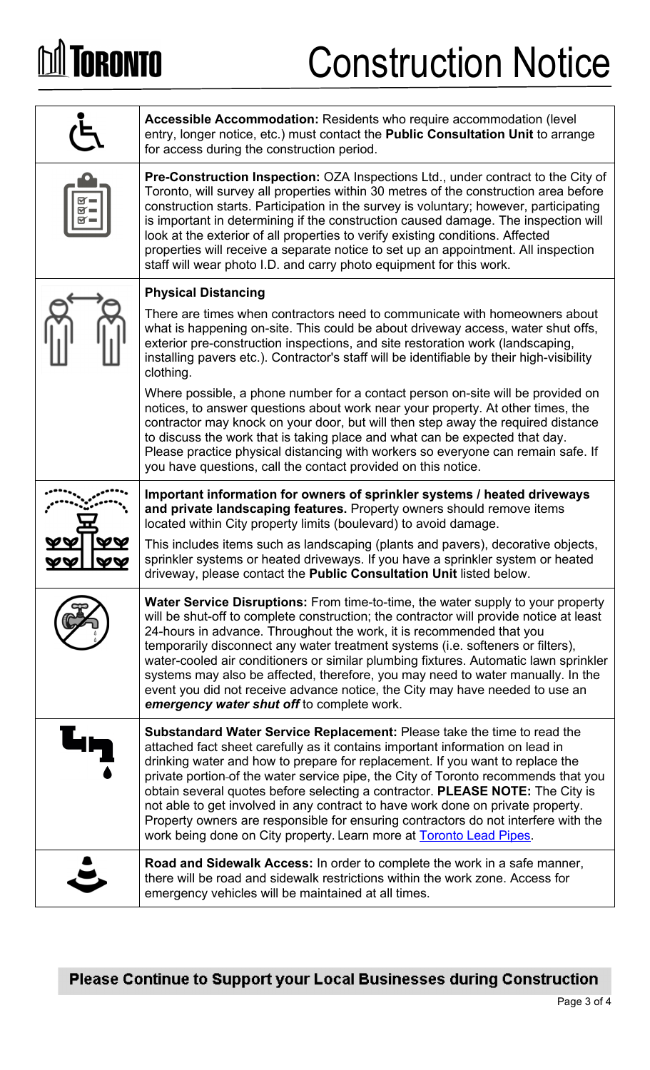# Construction Notice

**Accessible Accommodation:** Residents who require accommodation (level entry, longer notice, etc.) must contact the **Public Consultation Unit** to arrange for access during the construction period.

**Pre-Construction Inspection:** OZA Inspections Ltd., under contract to the City of Toronto, will survey all properties within 30 metres of the construction area before construction starts. Participation in the survey is voluntary; however, participating is important in determining if the construction caused damage. The inspection will look at the exterior of all properties to verify existing conditions. Affected properties will receive a separate notice to set up an appointment. All inspection staff will wear photo I.D. and carry photo equipment for this work.

**Physical Distancing**

There are times when contractors need to communicate with homeowners about what is happening on-site. This could be about driveway access, water shut offs, exterior pre-construction inspections, and site restoration work (landscaping, installing pavers etc.). Contractor's staff will be identifiable by their high-visibility clothing.

Where possible, a phone number for a contact person on-site will be provided on notices, to answer questions about work near your property. At other times, the contractor may knock on your door, but will then step away the required distance to discuss the work that is taking place and what can be expected that day. Please practice physical distancing with workers so everyone can remain safe. If you have questions, call the contact provided on this notice.

**Important information for owners of sprinkler systems / heated driveways and private landscaping features.** Property owners should remove items located within City property limits (boulevard) to avoid damage.

This includes items such as landscaping (plants and pavers), decorative objects, sprinkler systems or heated driveways. If you have a sprinkler system or heated driveway, please contact the **Public Consultation Unit** listed below.

**Water Service Disruptions:** From time-to-time, the water supply to your property will be shut-off to complete construction; the contractor will provide notice at least 24-hours in advance. Throughout the work, it is recommended that you temporarily disconnect any water treatment systems (i.e. softeners or filters), water-cooled air conditioners or similar plumbing fixtures. Automatic lawn sprinkler systems may also be affected, therefore, you may need to water manually. In the event you did not receive advance notice, the City may have needed to use an ***emergency water shut off*** to complete work.

**Substandard Water Service Replacement:** Please take the time to read the attached fact sheet carefully as it contains important information on lead in drinking water and how to prepare for replacement. If you want to replace the private portion of the water service pipe, the City of Toronto recommends that you obtain several quotes before selecting a contractor. **PLEASE NOTE:** The City is not able to get involved in any contract to have work done on private property. Property owners are responsible for ensuring contractors do not interfere with the work being done on City property. Learn more at Toronto Lead Pipes.

**Road and Sidewalk Access:** In order to complete the work in a safe manner, there will be road and sidewalk restrictions within the work zone. Access for emergency vehicles will be maintained at all times.

**Please Continue to Support your Local Businesses during Construction**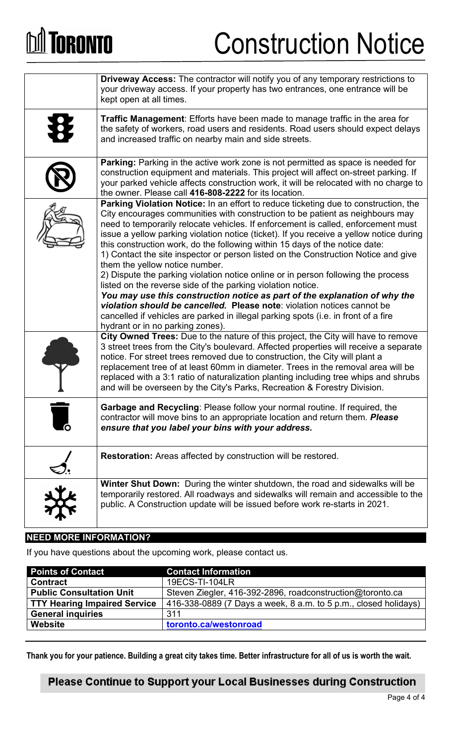# Construction Notice

**Driveway Access:** The contractor will notify you of any temporary restrictions to your driveway access. If your property has two entrances, one entrance will be kept open at all times.

**Traffic Management**: Efforts have been made to manage traffic in the area for the safety of workers, road users and residents. Road users should expect delays and increased traffic on nearby main and side streets.

**Parking:** Parking in the active work zone is not permitted as space is needed for construction equipment and materials. This project will affect on-street parking. If your parked vehicle affects construction work, it will be relocated with no charge to the owner. Please call **416-808-2222** for its location.

**Parking Violation Notice:** In an effort to reduce ticketing due to construction, the City encourages communities with construction to be patient as neighbours may need to temporarily relocate vehicles. If enforcement is called, enforcement must issue a yellow parking violation notice (ticket). If you receive a yellow notice during this construction work, do the following within 15 days of the notice date:
1) Contact the site inspector or person listed on the Construction Notice and give them the yellow notice number.
2) Dispute the parking violation notice online or in person following the process listed on the reverse side of the parking violation notice.
***You may use this construction notice as part of the explanation of why the violation should be cancelled.*** **Please note**: violation notices cannot be cancelled if vehicles are parked in illegal parking spots (i.e. in front of a fire hydrant or in no parking zones).

**City Owned Trees:** Due to the nature of this project, the City will have to remove 3 street trees from the City's boulevard. Affected properties will receive a separate notice. For street trees removed due to construction, the City will plant a replacement tree of at least 60mm in diameter. Trees in the removal area will be replaced with a 3:1 ratio of naturalization planting including tree whips and shrubs and will be overseen by the City's Parks, Recreation & Forestry Division.

**Garbage and Recycling**: Please follow your normal routine. If required, the contractor will move bins to an appropriate location and return them. ***Please ensure that you label your bins with your address.***

**Restoration:** Areas affected by construction will be restored.

**Winter Shut Down:** During the winter shutdown, the road and sidewalks will be temporarily restored. All roadways and sidewalks will remain and accessible to the public. A Construction update will be issued before work re-starts in 2021.

## NEED MORE INFORMATION?

If you have questions about the upcoming work, please contact us.

| Points of Contact | Contact Information |
|---|---|
| **Contract** | 19ECS-TI-104LR |
| **Public Consultation Unit** | Steven Ziegler, 416-392-2896, roadconstruction@toronto.ca |
| **TTY Hearing Impaired Service** | 416-338-0889 (7 Days a week, 8 a.m. to 5 p.m., closed holidays) |
| **General inquiries** | 311 |
| **Website** | toronto.ca/westonroad |

**Thank you for your patience. Building a great city takes time. Better infrastructure for all of us is worth the wait.**

**Please Continue to Support your Local Businesses during Construction**